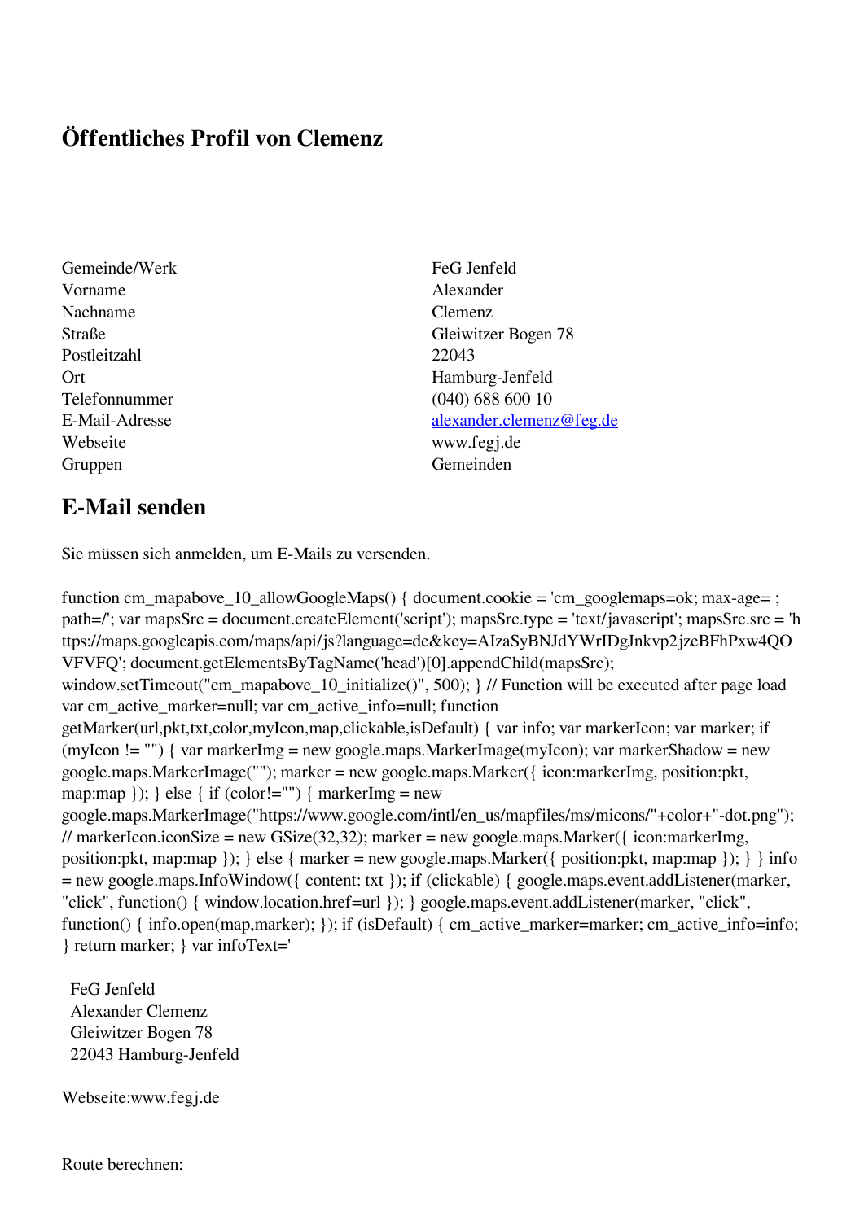# Öffentliches Profil von Clemenz

| | |
|---|---|
| Gemeinde/Werk | FeG Jenfeld |
| Vorname | Alexander |
| Nachname | Clemenz |
| Straße | Gleiwitzer Bogen 78 |
| Postleitzahl | 22043 |
| Ort | Hamburg-Jenfeld |
| Telefonnummer | (040) 688 600 10 |
| E-Mail-Adresse | alexander.clemenz@feg.de |
| Webseite | www.fegj.de |
| Gruppen | Gemeinden |

## E-Mail senden

Sie müssen sich anmelden, um E-Mails zu versenden.

```
function cm_mapabove_10_allowGoogleMaps() { document.cookie = 'cm_googlemaps=ok; max-age= ; path=/'; var mapsSrc = document.createElement('script'); mapsSrc.type = 'text/javascript'; mapsSrc.src = 'https://maps.googleapis.com/maps/api/js?language=de&key=AIzaSyBNJdYWrIDgJnkvp2jzeBFhPxw4QOVFVFQ'; document.getElementsByTagName('head')[0].appendChild(mapsSrc); window.setTimeout("cm_mapabove_10_initialize()", 500); } // Function will be executed after page load var cm_active_marker=null; var cm_active_info=null; function getMarker(url,pkt,txt,color,myIcon,map,clickable,isDefault) { var info; var markerIcon; var marker; if (myIcon != "") { var markerImg = new google.maps.MarkerImage(myIcon); var markerShadow = new google.maps.MarkerImage(""); marker = new google.maps.Marker({ icon:markerImg, position:pkt, map:map }); } else { if (color!="") { markerImg = new google.maps.MarkerImage("https://www.google.com/intl/en_us/mapfiles/ms/micons/"+color+"-dot.png"); // markerIcon.iconSize = new GSize(32,32); marker = new google.maps.Marker({ icon:markerImg, position:pkt, map:map }); } else { marker = new google.maps.Marker({ position:pkt, map:map }); } } info = new google.maps.InfoWindow({ content: txt }); if (clickable) { google.maps.event.addListener(marker, "click", function() { window.location.href=url }); } google.maps.event.addListener(marker, "click", function() { info.open(map,marker); }); if (isDefault) { cm_active_marker=marker; cm_active_info=info; } return marker; } var infoText='
```

FeG Jenfeld  
Alexander Clemenz  
Gleiwitzer Bogen 78  
22043 Hamburg-Jenfeld

Webseite:www.fegj.de

---

Route berechnen: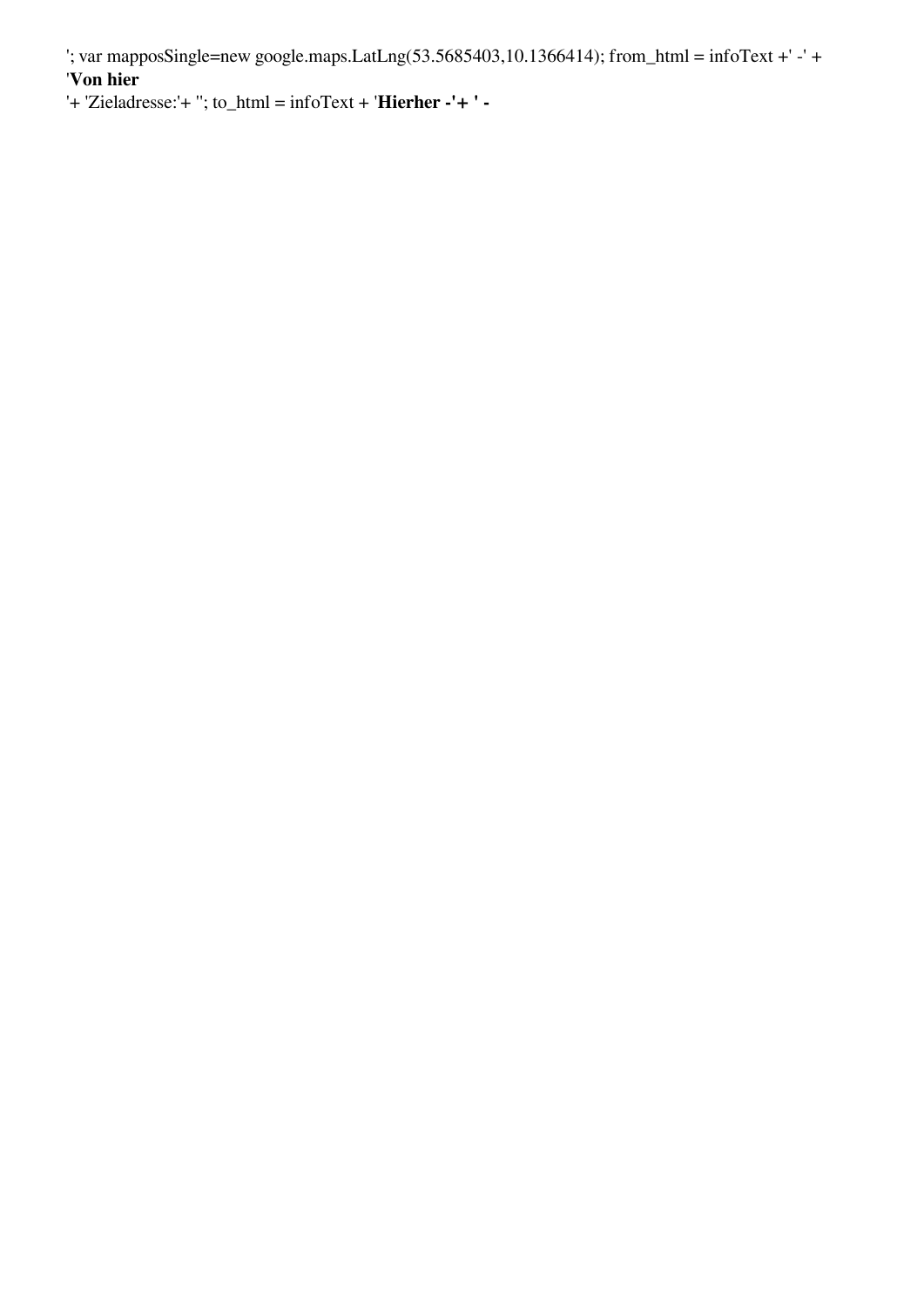'; var mapposSingle=new google.maps.LatLng(53.5685403,10.1366414); from_html = infoText +' -' +
'**Von hier**
'+ 'Zieladresse:'+ ''; to_html = infoText + '**Hierher -'+ ' -**